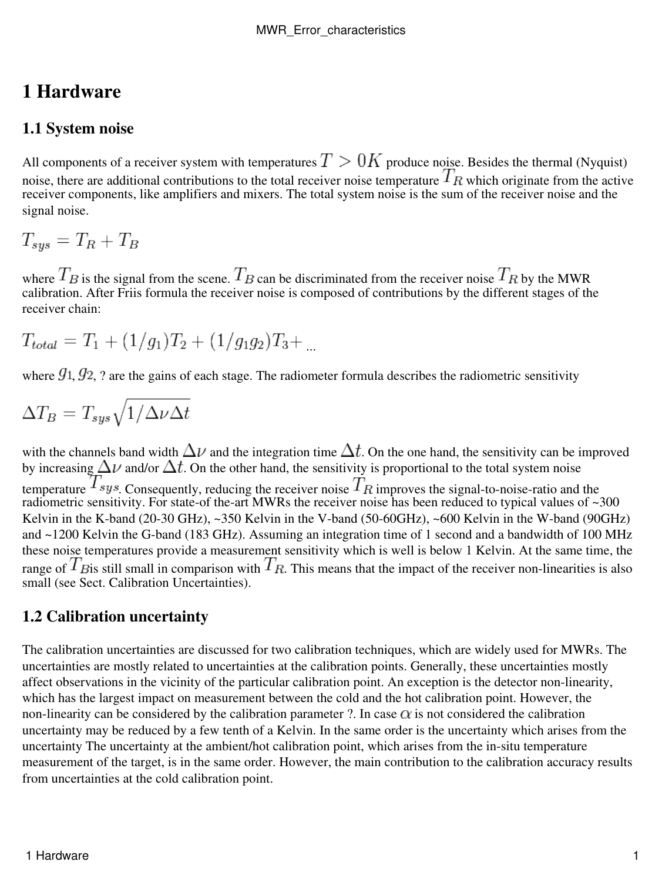# 1 Hardware

## 1.1 System noise

All components of a receiver system with temperatures $T > 0K$ produce noise. Besides the thermal (Nyquist) noise, there are additional contributions to the total receiver noise temperature $T_R$ which originate from the active receiver components, like amplifiers and mixers. The total system noise is the sum of the receiver noise and the signal noise.

$$T_{sys} = T_R + T_B$$

where $T_B$ is the signal from the scene. $T_B$ can be discriminated from the receiver noise $T_R$ by the MWR calibration. After Friis formula the receiver noise is composed of contributions by the different stages of the receiver chain:

$$T_{total} = T_1 + (1/g_1)T_2 + (1/g_1 g_2)T_3 + ...$$

where $g_1$, $g_2$, ? are the gains of each stage. The radiometer formula describes the radiometric sensitivity

$$\Delta T_B = T_{sys}\sqrt{1/\Delta\nu\Delta t}$$

with the channels band width $\Delta\nu$ and the integration time $\Delta t$. On the one hand, the sensitivity can be improved by increasing $\Delta\nu$ and/or $\Delta t$. On the other hand, the sensitivity is proportional to the total system noise temperature $T_{sys}$. Consequently, reducing the receiver noise $T_R$ improves the signal-to-noise-ratio and the radiometric sensitivity. For state-of the-art MWRs the receiver noise has been reduced to typical values of ~300 Kelvin in the K-band (20-30 GHz), ~350 Kelvin in the V-band (50-60GHz), ~600 Kelvin in the W-band (90GHz) and ~1200 Kelvin the G-band (183 GHz). Assuming an integration time of 1 second and a bandwidth of 100 MHz these noise temperatures provide a measurement sensitivity which is well is below 1 Kelvin. At the same time, the range of $T_B$is still small in comparison with $T_R$. This means that the impact of the receiver non-linearities is also small (see Sect. Calibration Uncertainties).

## 1.2 Calibration uncertainty

The calibration uncertainties are discussed for two calibration techniques, which are widely used for MWRs. The uncertainties are mostly related to uncertainties at the calibration points. Generally, these uncertainties mostly affect observations in the vicinity of the particular calibration point. An exception is the detector non-linearity, which has the largest impact on measurement between the cold and the hot calibration point. However, the non-linearity can be considered by the calibration parameter ?. In case $\alpha$ is not considered the calibration uncertainty may be reduced by a few tenth of a Kelvin. In the same order is the uncertainty which arises from the uncertainty The uncertainty at the ambient/hot calibration point, which arises from the in-situ temperature measurement of the target, is in the same order. However, the main contribution to the calibration accuracy results from uncertainties at the cold calibration point.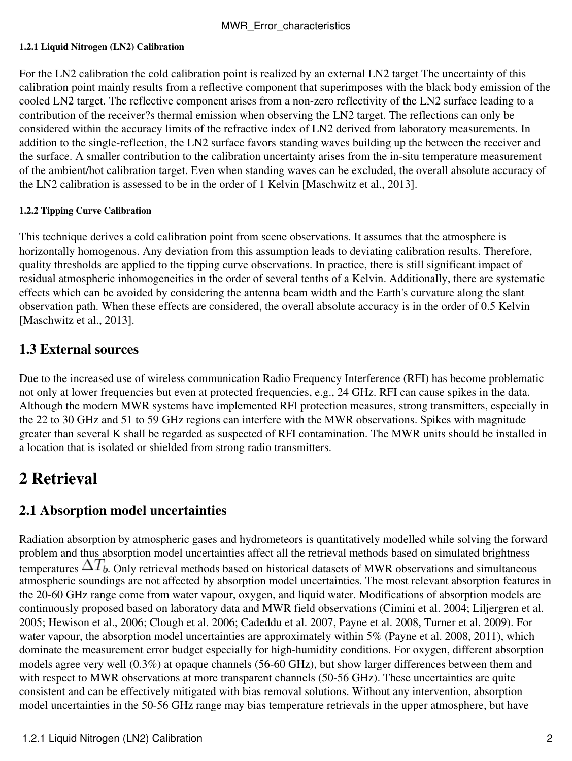#### 1.2.1 Liquid Nitrogen (LN2) Calibration

For the LN2 calibration the cold calibration point is realized by an external LN2 target The uncertainty of this calibration point mainly results from a reflective component that superimposes with the black body emission of the cooled LN2 target. The reflective component arises from a non-zero reflectivity of the LN2 surface leading to a contribution of the receiver?s thermal emission when observing the LN2 target. The reflections can only be considered within the accuracy limits of the refractive index of LN2 derived from laboratory measurements. In addition to the single-reflection, the LN2 surface favors standing waves building up the between the receiver and the surface. A smaller contribution to the calibration uncertainty arises from the in-situ temperature measurement of the ambient/hot calibration target. Even when standing waves can be excluded, the overall absolute accuracy of the LN2 calibration is assessed to be in the order of 1 Kelvin [Maschwitz et al., 2013].

#### 1.2.2 Tipping Curve Calibration

This technique derives a cold calibration point from scene observations. It assumes that the atmosphere is horizontally homogenous. Any deviation from this assumption leads to deviating calibration results. Therefore, quality thresholds are applied to the tipping curve observations. In practice, there is still significant impact of residual atmospheric inhomogeneities in the order of several tenths of a Kelvin. Additionally, there are systematic effects which can be avoided by considering the antenna beam width and the Earth's curvature along the slant observation path. When these effects are considered, the overall absolute accuracy is in the order of 0.5 Kelvin [Maschwitz et al., 2013].

## 1.3 External sources

Due to the increased use of wireless communication Radio Frequency Interference (RFI) has become problematic not only at lower frequencies but even at protected frequencies, e.g., 24 GHz. RFI can cause spikes in the data. Although the modern MWR systems have implemented RFI protection measures, strong transmitters, especially in the 22 to 30 GHz and 51 to 59 GHz regions can interfere with the MWR observations. Spikes with magnitude greater than several K shall be regarded as suspected of RFI contamination. The MWR units should be installed in a location that is isolated or shielded from strong radio transmitters.

# 2 Retrieval

## 2.1 Absorption model uncertainties

Radiation absorption by atmospheric gases and hydrometeors is quantitatively modelled while solving the forward problem and thus absorption model uncertainties affect all the retrieval methods based on simulated brightness temperatures $\Delta T_b$. Only retrieval methods based on historical datasets of MWR observations and simultaneous atmospheric soundings are not affected by absorption model uncertainties. The most relevant absorption features in the 20-60 GHz range come from water vapour, oxygen, and liquid water. Modifications of absorption models are continuously proposed based on laboratory data and MWR field observations (Cimini et al. 2004; Liljergren et al. 2005; Hewison et al., 2006; Clough et al. 2006; Cadeddu et al. 2007, Payne et al. 2008, Turner et al. 2009). For water vapour, the absorption model uncertainties are approximately within 5% (Payne et al. 2008, 2011), which dominate the measurement error budget especially for high-humidity conditions. For oxygen, different absorption models agree very well (0.3%) at opaque channels (56-60 GHz), but show larger differences between them and with respect to MWR observations at more transparent channels (50-56 GHz). These uncertainties are quite consistent and can be effectively mitigated with bias removal solutions. Without any intervention, absorption model uncertainties in the 50-56 GHz range may bias temperature retrievals in the upper atmosphere, but have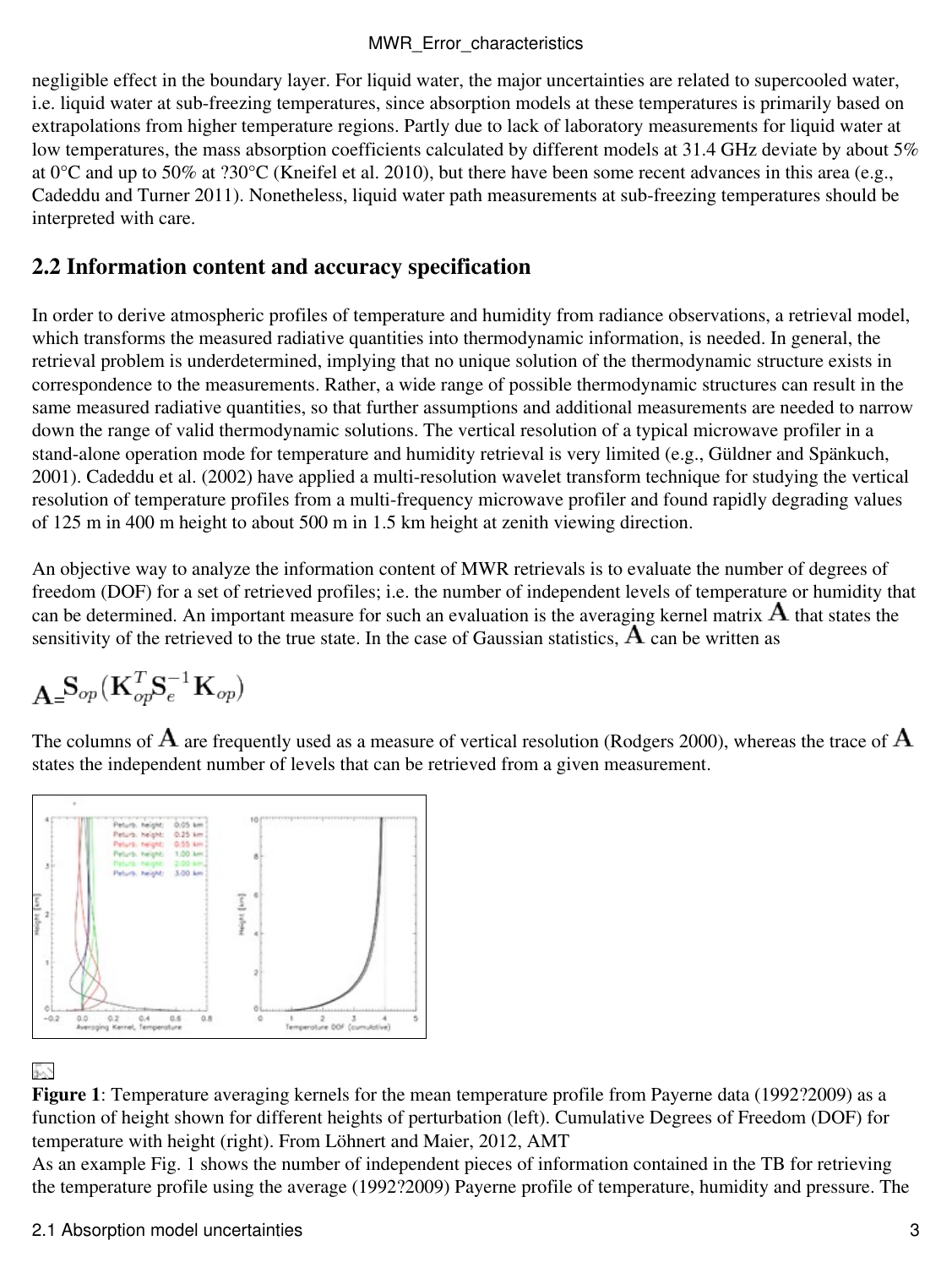negligible effect in the boundary layer. For liquid water, the major uncertainties are related to supercooled water, i.e. liquid water at sub-freezing temperatures, since absorption models at these temperatures is primarily based on extrapolations from higher temperature regions. Partly due to lack of laboratory measurements for liquid water at low temperatures, the mass absorption coefficients calculated by different models at 31.4 GHz deviate by about 5% at 0°C and up to 50% at ?30°C (Kneifel et al. 2010), but there have been some recent advances in this area (e.g., Cadeddu and Turner 2011). Nonetheless, liquid water path measurements at sub-freezing temperatures should be interpreted with care.

## 2.2 Information content and accuracy specification

In order to derive atmospheric profiles of temperature and humidity from radiance observations, a retrieval model, which transforms the measured radiative quantities into thermodynamic information, is needed. In general, the retrieval problem is underdetermined, implying that no unique solution of the thermodynamic structure exists in correspondence to the measurements. Rather, a wide range of possible thermodynamic structures can result in the same measured radiative quantities, so that further assumptions and additional measurements are needed to narrow down the range of valid thermodynamic solutions. The vertical resolution of a typical microwave profiler in a stand-alone operation mode for temperature and humidity retrieval is very limited (e.g., Güldner and Spänkuch, 2001). Cadeddu et al. (2002) have applied a multi-resolution wavelet transform technique for studying the vertical resolution of temperature profiles from a multi-frequency microwave profiler and found rapidly degrading values of 125 m in 400 m height to about 500 m in 1.5 km height at zenith viewing direction.

An objective way to analyze the information content of MWR retrievals is to evaluate the number of degrees of freedom (DOF) for a set of retrieved profiles; i.e. the number of independent levels of temperature or humidity that can be determined. An important measure for such an evaluation is the averaging kernel matrix $\mathbf{A}$ that states the sensitivity of the retrieved to the true state. In the case of Gaussian statistics, $\mathbf{A}$ can be written as

$$\mathbf{A} = \mathbf{S}_{op}(\mathbf{K}_{op}^T \mathbf{S}_e^{-1} \mathbf{K}_{op})$$

The columns of $\mathbf{A}$ are frequently used as a measure of vertical resolution (Rodgers 2000), whereas the trace of $\mathbf{A}$ states the independent number of levels that can be retrieved from a given measurement.

**Figure 1**: Temperature averaging kernels for the mean temperature profile from Payerne data (1992?2009) as a function of height shown for different heights of perturbation (left). Cumulative Degrees of Freedom (DOF) for temperature with height (right). From Löhnert and Maier, 2012, AMT

As an example Fig. 1 shows the number of independent pieces of information contained in the TB for retrieving the temperature profile using the average (1992?2009) Payerne profile of temperature, humidity and pressure. The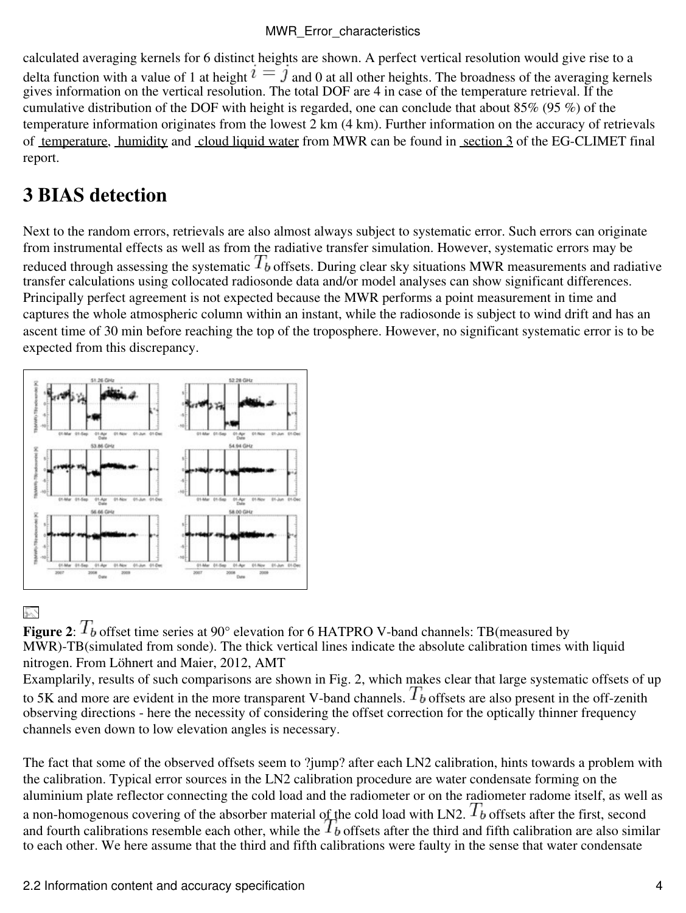calculated averaging kernels for 6 distinct heights are shown. A perfect vertical resolution would give rise to a delta function with a value of 1 at height $i = j$ and 0 at all other heights. The broadness of the averaging kernels gives information on the vertical resolution. The total DOF are 4 in case of the temperature retrieval. If the cumulative distribution of the DOF with height is regarded, one can conclude that about 85% (95 %) of the temperature information originates from the lowest 2 km (4 km). Further information on the accuracy of retrievals of temperature, humidity and cloud liquid water from MWR can be found in section 3 of the EG-CLIMET final report.

# 3 BIAS detection

Next to the random errors, retrievals are also almost always subject to systematic error. Such errors can originate from instrumental effects as well as from the radiative transfer simulation. However, systematic errors may be reduced through assessing the systematic $T_b$ offsets. During clear sky situations MWR measurements and radiative transfer calculations using collocated radiosonde data and/or model analyses can show significant differences. Principally perfect agreement is not expected because the MWR performs a point measurement in time and captures the whole atmospheric column within an instant, while the radiosonde is subject to wind drift and has an ascent time of 30 min before reaching the top of the troposphere. However, no significant systematic error is to be expected from this discrepancy.

**Figure 2**: $T_b$ offset time series at 90° elevation for 6 HATPRO V-band channels: TB(measured by MWR)-TB(simulated from sonde). The thick vertical lines indicate the absolute calibration times with liquid nitrogen. From Löhnert and Maier, 2012, AMT

Examplarily, results of such comparisons are shown in Fig. 2, which makes clear that large systematic offsets of up to 5K and more are evident in the more transparent V-band channels. $T_b$ offsets are also present in the off-zenith observing directions - here the necessity of considering the offset correction for the optically thinner frequency channels even down to low elevation angles is necessary.

The fact that some of the observed offsets seem to ?jump? after each LN2 calibration, hints towards a problem with the calibration. Typical error sources in the LN2 calibration procedure are water condensate forming on the aluminium plate reflector connecting the cold load and the radiometer or on the radiometer radome itself, as well as a non-homogenous covering of the absorber material of the cold load with LN2. $T_b$ offsets after the first, second and fourth calibrations resemble each other, while the $T_b$ offsets after the third and fifth calibration are also similar to each other. We here assume that the third and fifth calibrations were faulty in the sense that water condensate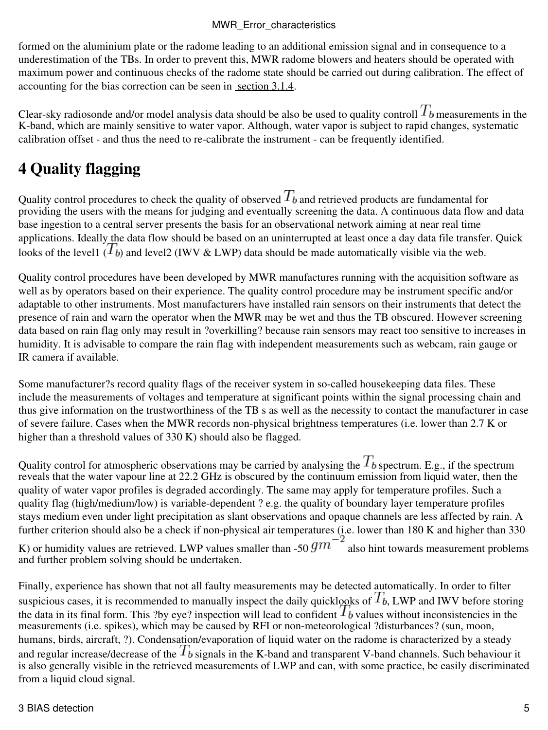formed on the aluminium plate or the radome leading to an additional emission signal and in consequence to a underestimation of the TBs. In order to prevent this, MWR radome blowers and heaters should be operated with maximum power and continuous checks of the radome state should be carried out during calibration. The effect of accounting for the bias correction can be seen in section 3.1.4.

Clear-sky radiosonde and/or model analysis data should be also be used to quality controll $T_b$ measurements in the K-band, which are mainly sensitive to water vapor. Although, water vapor is subject to rapid changes, systematic calibration offset - and thus the need to re-calibrate the instrument - can be frequently identified.

# 4 Quality flagging

Quality control procedures to check the quality of observed $T_b$ and retrieved products are fundamental for providing the users with the means for judging and eventually screening the data. A continuous data flow and data base ingestion to a central server presents the basis for an observational network aiming at near real time applications. Ideally the data flow should be based on an uninterrupted at least once a day data file transfer. Quick looks of the level1 ($T_b$) and level2 (IWV & LWP) data should be made automatically visible via the web.

Quality control procedures have been developed by MWR manufactures running with the acquisition software as well as by operators based on their experience. The quality control procedure may be instrument specific and/or adaptable to other instruments. Most manufacturers have installed rain sensors on their instruments that detect the presence of rain and warn the operator when the MWR may be wet and thus the TB obscured. However screening data based on rain flag only may result in ?overkilling? because rain sensors may react too sensitive to increases in humidity. It is advisable to compare the rain flag with independent measurements such as webcam, rain gauge or IR camera if available.

Some manufacturer?s record quality flags of the receiver system in so-called housekeeping data files. These include the measurements of voltages and temperature at significant points within the signal processing chain and thus give information on the trustworthiness of the TB s as well as the necessity to contact the manufacturer in case of severe failure. Cases when the MWR records non-physical brightness temperatures (i.e. lower than 2.7 K or higher than a threshold values of 330 K) should also be flagged.

Quality control for atmospheric observations may be carried by analysing the $T_b$ spectrum. E.g., if the spectrum reveals that the water vapour line at 22.2 GHz is obscured by the continuum emission from liquid water, then the quality of water vapor profiles is degraded accordingly. The same may apply for temperature profiles. Such a quality flag (high/medium/low) is variable-dependent ? e.g. the quality of boundary layer temperature profiles stays medium even under light precipitation as slant observations and opaque channels are less affected by rain. A further criterion should also be a check if non-physical air temperatures (i.e. lower than 180 K and higher than 330 K) or humidity values are retrieved. LWP values smaller than -50 $gm^{-2}$ also hint towards measurement problems and further problem solving should be undertaken.

Finally, experience has shown that not all faulty measurements may be detected automatically. In order to filter suspicious cases, it is recommended to manually inspect the daily quicklooks of $T_b$, LWP and IWV before storing the data in its final form. This ?by eye? inspection will lead to confident $T_b$ values without inconsistencies in the measurements (i.e. spikes), which may be caused by RFI or non-meteorological ?disturbances? (sun, moon, humans, birds, aircraft, ?). Condensation/evaporation of liquid water on the radome is characterized by a steady and regular increase/decrease of the $T_b$ signals in the K-band and transparent V-band channels. Such behaviour it is also generally visible in the retrieved measurements of LWP and can, with some practice, be easily discriminated from a liquid cloud signal.